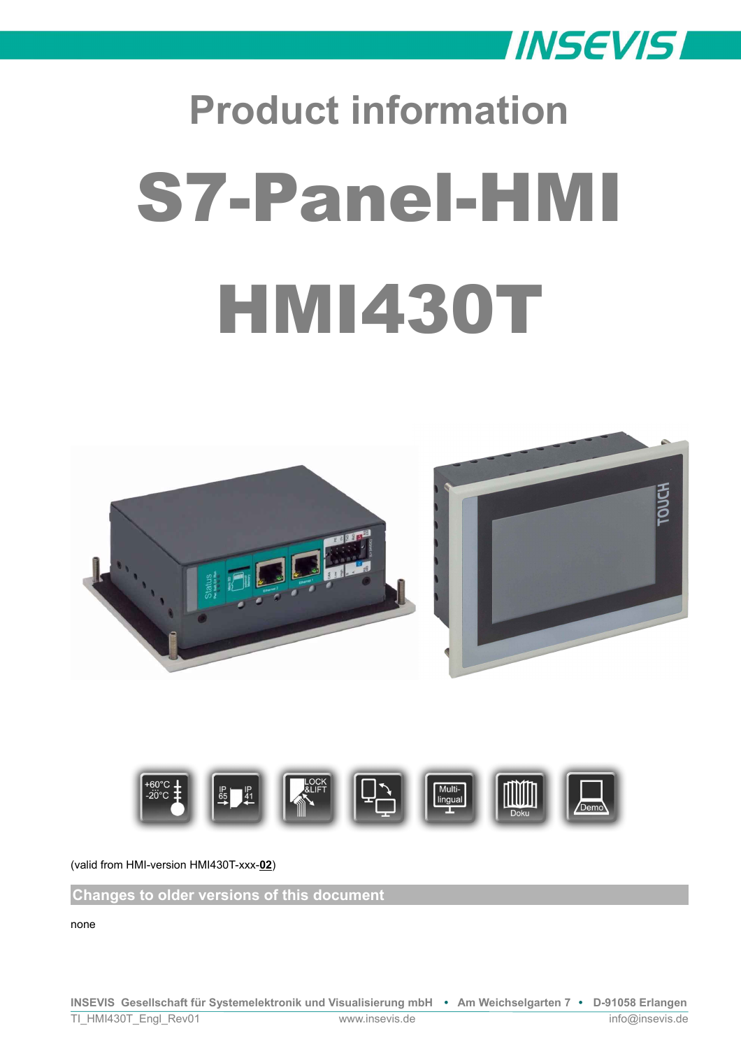# Product information

# S7-Panel-HMI

# HMI430T

(valid from HMI-version HMI430T-xxx-**02**)

## Changes to older versions of this document

none

INSEVIS Gesellschaft für Systemelektronik und Visualisierung mbH • Am Weichselgarten 7 • D-91058 Erlangen
TI_HMI430T_Engl_Rev01 www.insevis.de info@insevis.de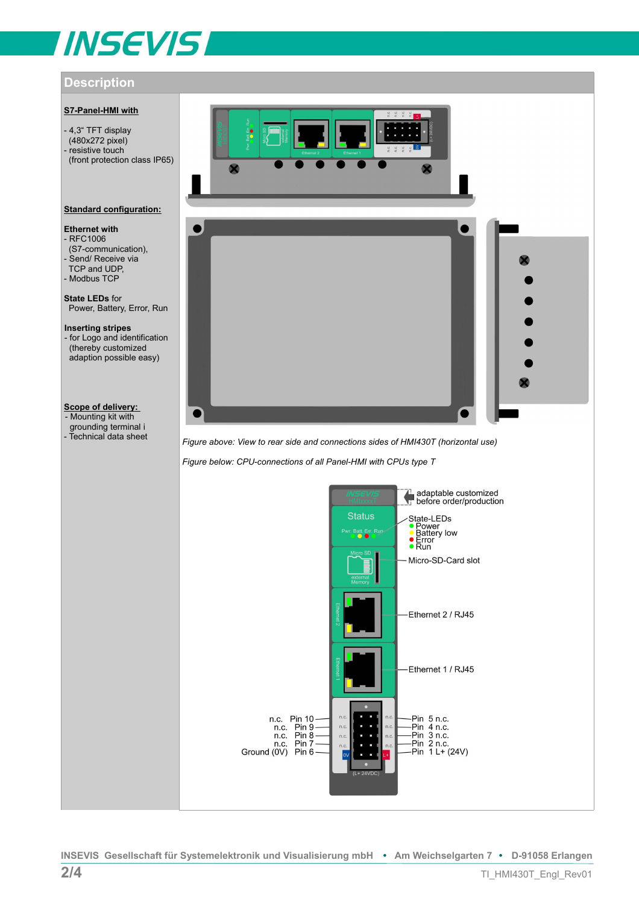## Description

**S7-Panel-HMI with**

- 4,3" TFT display (480x272 pixel)
- resistive touch (front protection class IP65)

**Standard configuration:**

**Ethernet with**
- RFC1006 (S7-communication),
- Send/ Receive via TCP and UDP,
- Modbus TCP

**State LEDs** for Power, Battery, Error, Run

**Inserting stripes**
- for Logo and identification (thereby customized adaption possible easy)

**Scope of delivery:**
- Mounting kit with grounding terminal i
- Technical data sheet

*Figure above: View to rear side and connections sides of HMI430T (horizontal use)*

*Figure below: CPU-connections of all Panel-HMI with CPUs type T*

- adaptable customized before order/production
- State-LEDs
  - Power
  - Battery low
  - Error
  - Run
- Micro-SD-Card slot
- Ethernet 2 / RJ45
- Ethernet 1 / RJ45

| Left | | Right | |
|---|---|---|---|
| n.c. | Pin 10 | Pin 5 | n.c. |
| n.c. | Pin 9 | Pin 4 | n.c. |
| n.c. | Pin 8 | Pin 3 | n.c. |
| n.c. | Pin 7 | Pin 2 | n.c. |
| Ground (0V) | Pin 6 | Pin 1 | L+ (24V) |

INSEVIS Gesellschaft für Systemelektronik und Visualisierung mbH • Am Weichselgarten 7 • D-91058 Erlangen

TI_HMI430T_Engl_Rev01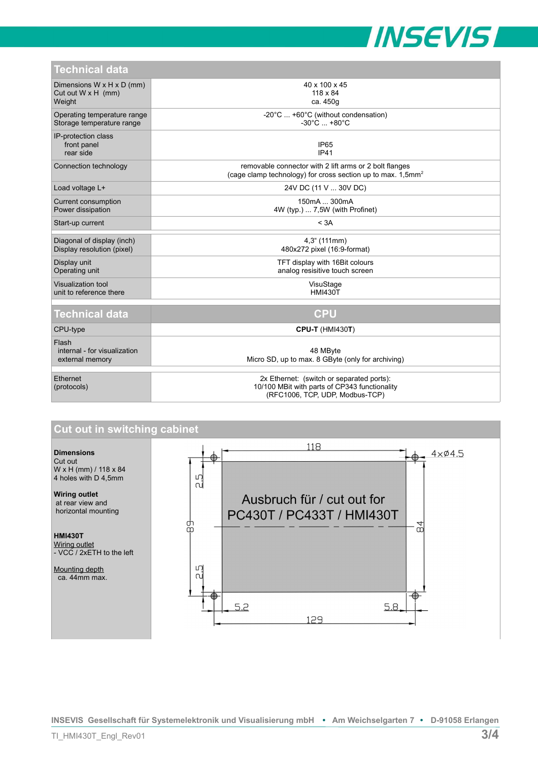## Technical data

| | |
|---|---|
| Dimensions W x H x D (mm)<br>Cut out W x H (mm)<br>Weight | 40 x 100 x 45<br>118 x 84<br>ca. 450g |
| Operating temperature range<br>Storage temperature range | -20°C ... +60°C (without condensation)<br>-30°C ... +80°C |
| IP-protection class<br>front panel<br>rear side | <br>IP65<br>IP41 |
| Connection technology | removable connector with 2 lift arms or 2 bolt flanges<br>(cage clamp technology) for cross section up to max. 1,5mm² |
| Load voltage L+ | 24V DC (11 V ... 30V DC) |
| Current consumption<br>Power dissipation | 150mA ... 300mA<br>4W (typ.) ... 7,5W (with Profinet) |
| Start-up current | < 3A |
| | |
| Diagonal of display (inch)<br>Display resolution (pixel) | 4,3“ (111mm)<br>480x272 pixel (16:9-format) |
| Display unit<br>Operating unit | TFT display with 16Bit colours<br>analog resisitive touch screen |
| Visualization tool<br>unit to reference there | VisuStage<br>HMI430T |

| Technical data | CPU |
|---|---|
| CPU-type | **CPU-T** (HMI430**T**) |
| Flash<br>internal - for visualization<br>external memory | <br>48 MByte<br>Micro SD, up to max. 8 GByte (only for archiving) |
| | |
| Ethernet<br>(protocols) | 2x Ethernet: (switch or separated ports):<br>10/100 MBit with parts of CP343 functionality<br>(RFC1006, TCP, UDP, Modbus-TCP) |

## Cut out in switching cabinet

**Dimensions**
Cut out
W x H (mm) / 118 x 84
4 holes with D 4,5mm

**Wiring outlet**
at rear view and
horizontal mounting

**HMI430T**
Wiring outlet
- VCC / 2xETH to the left

Mounting depth
ca. 44mm max.

Ausbruch für / cut out for
PC430T / PC433T / HMI430T

118 — 4xØ4.5 — 2.5 — 89 — 84 — 2.5 — 5.2 — 5.8 — 129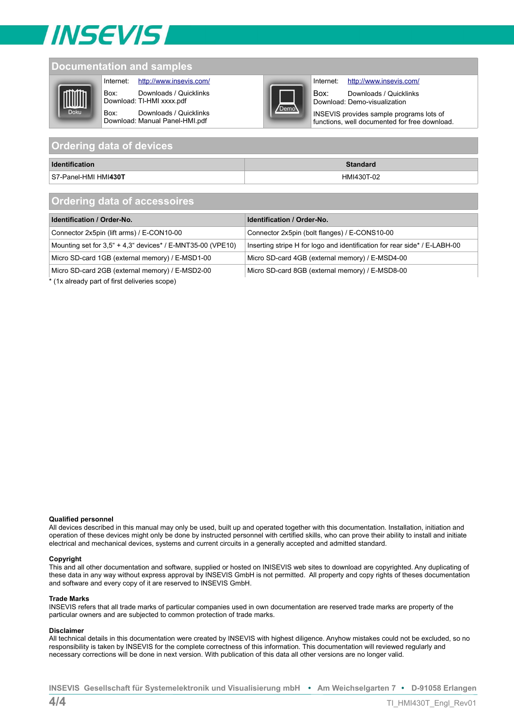## Documentation and samples

| | | | |
|---|---|---|---|
| Doku | Internet: http://www.insevis.com/<br>Box: Downloads / Quicklinks<br>Download: TI-HMI xxxx.pdf<br>Box: Downloads / Quicklinks<br>Download: Manual Panel-HMI.pdf | Demo | Internet: http://www.insevis.com/<br>Box: Downloads / Quicklinks<br>Download: Demo-visualization<br>INSEVIS provides sample programs lots of functions, well documented for free download. |

## Ordering data of devices

| Identification | Standard |
|---|---|
| S7-Panel-HMI HMI**430T** | HMI430T-02 |

## Ordering data of accessoires

| Identification / Order-No. | Identification / Order-No. |
|---|---|
| Connector 2x5pin (lift arms) / E-CON10-00 | Connector 2x5pin (bolt flanges) / E-CONS10-00 |
| Mounting set for 3,5“ + 4,3“ devices* / E-MNT35-00 (VPE10) | Inserting stripe H for logo and identification for rear side* / E-LABH-00 |
| Micro SD-card 1GB (external memory) / E-MSD1-00 | Micro SD-card 4GB (external memory) / E-MSD4-00 |
| Micro SD-card 2GB (external memory) / E-MSD2-00 | Micro SD-card 8GB (external memory) / E-MSD8-00 |

* (1x already part of first deliveries scope)

**Qualified personnel**
All devices described in this manual may only be used, built up and operated together with this documentation. Installation, initiation and operation of these devices might only be done by instructed personnel with certified skills, who can prove their ability to install and initiate electrical and mechanical devices, systems and current circuits in a generally accepted and admitted standard.

**Copyright**
This and all other documentation and software, supplied or hosted on INISEVIS web sites to download are copyrighted. Any duplicating of these data in any way without express approval by INSEVIS GmbH is not permitted. All property and copy rights of theses documentation and software and every copy of it are reserved to INSEVIS GmbH.

**Trade Marks**
INSEVIS refers that all trade marks of particular companies used in own documentation are reserved trade marks are property of the particular owners and are subjected to common protection of trade marks.

**Disclaimer**
All technical details in this documentation were created by INSEVIS with highest diligence. Anyhow mistakes could not be excluded, so no responsibility is taken by INSEVIS for the complete correctness of this information. This documentation will reviewed regularly and necessary corrections will be done in next version. With publication of this data all other versions are no longer valid.